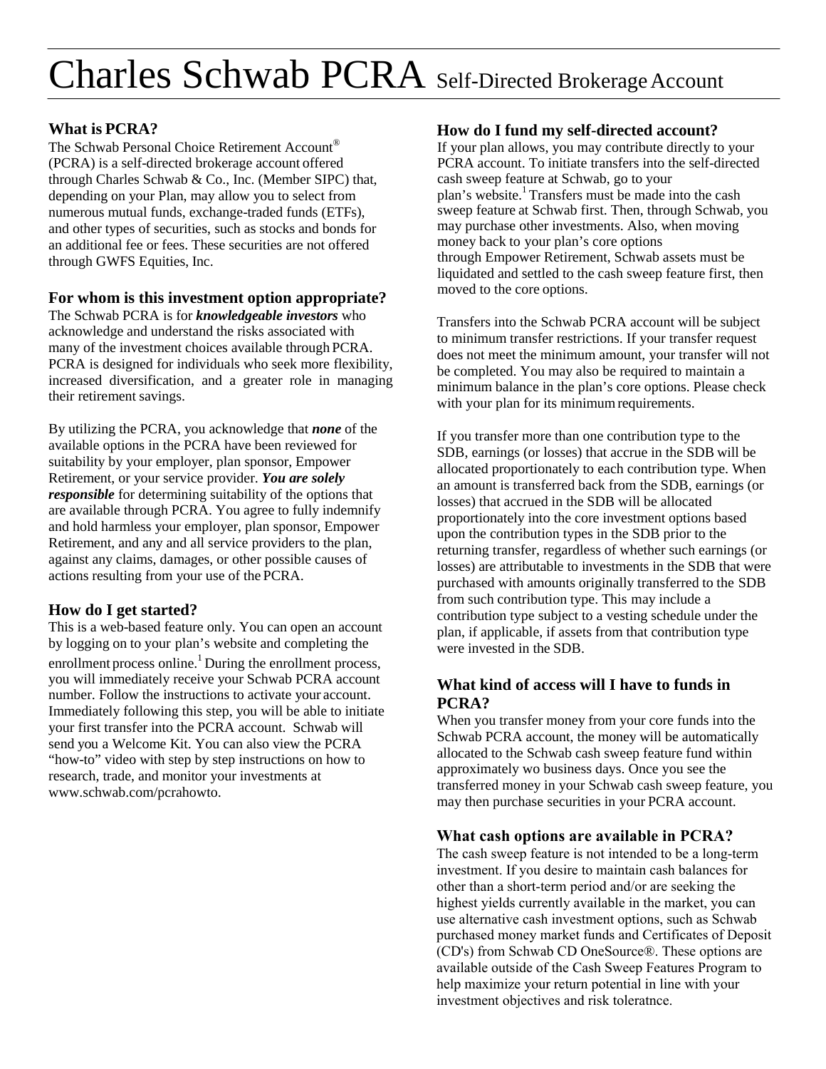# Charles Schwab PCRA Self-Directed Brokerage Account

## What is PCRA?

The Schwab Personal Choice Retirement Account® (PCRA) is a self-directed brokerage account offered through Charles Schwab & Co., Inc. (Member SIPC) that, depending on your Plan, may allow you to select from numerous mutual funds, exchange-traded funds (ETFs), and other types of securities, such as stocks and bonds for an additional fee or fees. These securities are not offered through GWFS Equities, Inc.

## For whom is this investment option appropriate?

The Schwab PCRA is for ***knowledgeable investors*** who acknowledge and understand the risks associated with many of the investment choices available through PCRA. PCRA is designed for individuals who seek more flexibility, increased diversification, and a greater role in managing their retirement savings.

By utilizing the PCRA, you acknowledge that ***none*** of the available options in the PCRA have been reviewed for suitability by your employer, plan sponsor, Empower Retirement, or your service provider. ***You are solely responsible*** for determining suitability of the options that are available through PCRA. You agree to fully indemnify and hold harmless your employer, plan sponsor, Empower Retirement, and any and all service providers to the plan, against any claims, damages, or other possible causes of actions resulting from your use of the PCRA.

## How do I get started?

This is a web-based feature only. You can open an account by logging on to your plan's website and completing the enrollment process online.[1] During the enrollment process, you will immediately receive your Schwab PCRA account number. Follow the instructions to activate your account. Immediately following this step, you will be able to initiate your first transfer into the PCRA account. Schwab will send you a Welcome Kit. You can also view the PCRA "how-to" video with step by step instructions on how to research, trade, and monitor your investments at www.schwab.com/pcrahowto.

## How do I fund my self-directed account?

If your plan allows, you may contribute directly to your PCRA account. To initiate transfers into the self-directed cash sweep feature at Schwab, go to your plan's website.[1] Transfers must be made into the cash sweep feature at Schwab first. Then, through Schwab, you may purchase other investments. Also, when moving money back to your plan's core options through Empower Retirement, Schwab assets must be liquidated and settled to the cash sweep feature first, then moved to the core options.

Transfers into the Schwab PCRA account will be subject to minimum transfer restrictions. If your transfer request does not meet the minimum amount, your transfer will not be completed. You may also be required to maintain a minimum balance in the plan's core options. Please check with your plan for its minimum requirements.

If you transfer more than one contribution type to the SDB, earnings (or losses) that accrue in the SDB will be allocated proportionately to each contribution type. When an amount is transferred back from the SDB, earnings (or losses) that accrued in the SDB will be allocated proportionately into the core investment options based upon the contribution types in the SDB prior to the returning transfer, regardless of whether such earnings (or losses) are attributable to investments in the SDB that were purchased with amounts originally transferred to the SDB from such contribution type. This may include a contribution type subject to a vesting schedule under the plan, if applicable, if assets from that contribution type were invested in the SDB.

## What kind of access will I have to funds in PCRA?

When you transfer money from your core funds into the Schwab PCRA account, the money will be automatically allocated to the Schwab cash sweep feature fund within approximately wo business days. Once you see the transferred money in your Schwab cash sweep feature, you may then purchase securities in your PCRA account.

## What cash options are available in PCRA?

The cash sweep feature is not intended to be a long-term investment. If you desire to maintain cash balances for other than a short-term period and/or are seeking the highest yields currently available in the market, you can use alternative cash investment options, such as Schwab purchased money market funds and Certificates of Deposit (CD's) from Schwab CD OneSource®. These options are available outside of the Cash Sweep Features Program to help maximize your return potential in line with your investment objectives and risk toleratnce.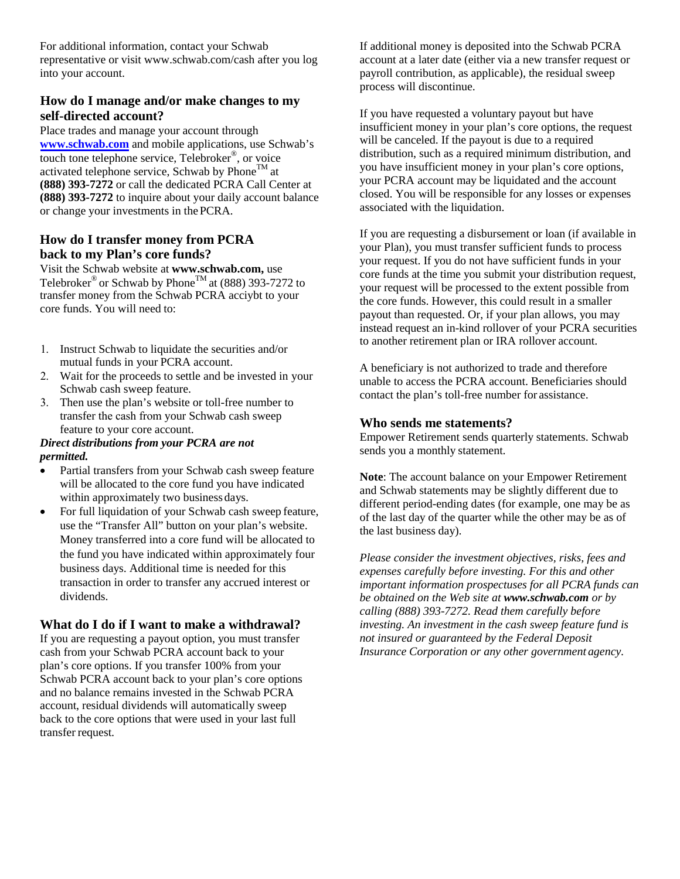For additional information, contact your Schwab representative or visit www.schwab.com/cash after you log into your account.

### How do I manage and/or make changes to my self-directed account?

Place trades and manage your account through **[www.schwab.com](http://www.schwab.com)** and mobile applications, use Schwab's touch tone telephone service, Telebroker®, or voice activated telephone service, Schwab by Phone™ at **(888) 393-7272** or call the dedicated PCRA Call Center at **(888) 393-7272** to inquire about your daily account balance or change your investments in the PCRA.

### How do I transfer money from PCRA back to my Plan's core funds?

Visit the Schwab website at **www.schwab.com,** use Telebroker® or Schwab by Phone™ at (888) 393-7272 to transfer money from the Schwab PCRA acciybt to your core funds. You will need to:

1. Instruct Schwab to liquidate the securities and/or mutual funds in your PCRA account.
2. Wait for the proceeds to settle and be invested in your Schwab cash sweep feature.
3. Then use the plan's website or toll-free number to transfer the cash from your Schwab cash sweep feature to your core account.

***Direct distributions from your PCRA are not permitted.***

- Partial transfers from your Schwab cash sweep feature will be allocated to the core fund you have indicated within approximately two business days.
- For full liquidation of your Schwab cash sweep feature, use the "Transfer All" button on your plan's website. Money transferred into a core fund will be allocated to the fund you have indicated within approximately four business days. Additional time is needed for this transaction in order to transfer any accrued interest or dividends.

### What do I do if I want to make a withdrawal?

If you are requesting a payout option, you must transfer cash from your Schwab PCRA account back to your plan's core options. If you transfer 100% from your Schwab PCRA account back to your plan's core options and no balance remains invested in the Schwab PCRA account, residual dividends will automatically sweep back to the core options that were used in your last full transfer request.

If additional money is deposited into the Schwab PCRA account at a later date (either via a new transfer request or payroll contribution, as applicable), the residual sweep process will discontinue.

If you have requested a voluntary payout but have insufficient money in your plan's core options, the request will be canceled. If the payout is due to a required distribution, such as a required minimum distribution, and you have insufficient money in your plan's core options, your PCRA account may be liquidated and the account closed. You will be responsible for any losses or expenses associated with the liquidation.

If you are requesting a disbursement or loan (if available in your Plan), you must transfer sufficient funds to process your request. If you do not have sufficient funds in your core funds at the time you submit your distribution request, your request will be processed to the extent possible from the core funds. However, this could result in a smaller payout than requested. Or, if your plan allows, you may instead request an in-kind rollover of your PCRA securities to another retirement plan or IRA rollover account.

A beneficiary is not authorized to trade and therefore unable to access the PCRA account. Beneficiaries should contact the plan's toll-free number for assistance.

### Who sends me statements?

Empower Retirement sends quarterly statements. Schwab sends you a monthly statement.

**Note**: The account balance on your Empower Retirement and Schwab statements may be slightly different due to different period-ending dates (for example, one may be as of the last day of the quarter while the other may be as of the last business day).

*Please consider the investment objectives, risks, fees and expenses carefully before investing. For this and other important information prospectuses for all PCRA funds can be obtained on the Web site at **www.schwab.com** or by calling (888) 393-7272. Read them carefully before investing. An investment in the cash sweep feature fund is not insured or guaranteed by the Federal Deposit Insurance Corporation or any other government agency.*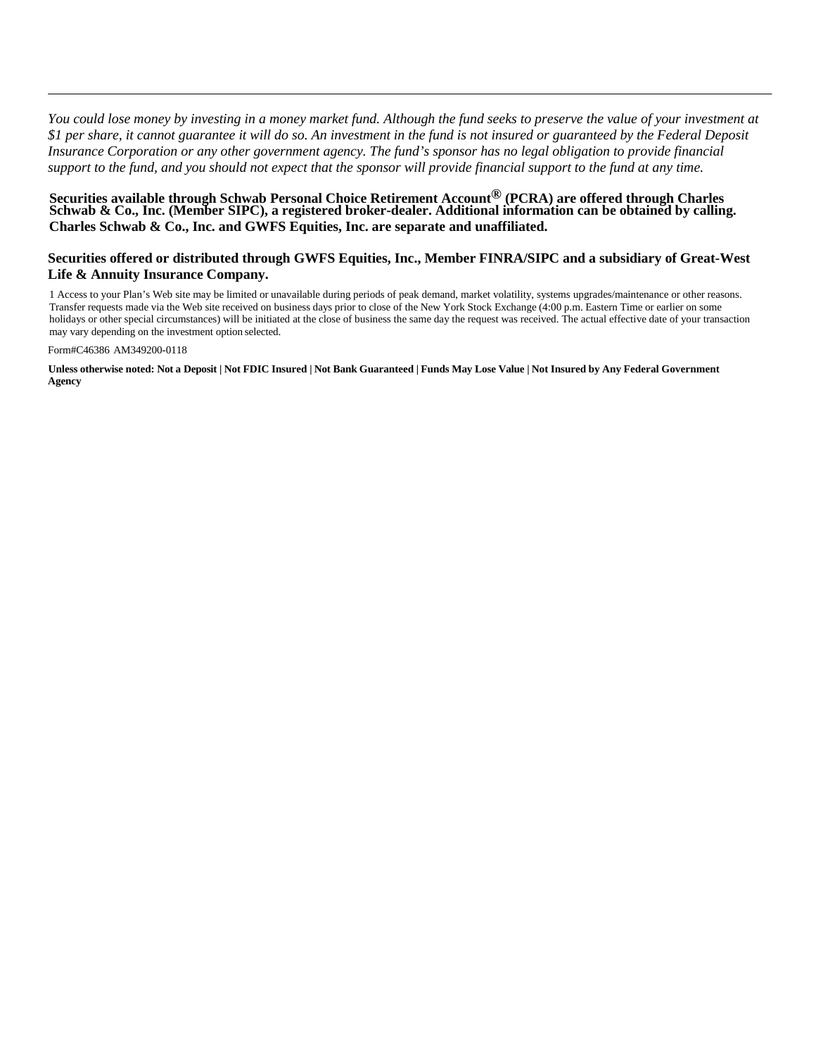---

*You could lose money by investing in a money market fund. Although the fund seeks to preserve the value of your investment at $1 per share, it cannot guarantee it will do so. An investment in the fund is not insured or guaranteed by the Federal Deposit Insurance Corporation or any other government agency. The fund's sponsor has no legal obligation to provide financial support to the fund, and you should not expect that the sponsor will provide financial support to the fund at any time.*

**Securities available through Schwab Personal Choice Retirement Account® (PCRA) are offered through Charles Schwab & Co., Inc. (Member SIPC), a registered broker-dealer. Additional information can be obtained by calling. Charles Schwab & Co., Inc. and GWFS Equities, Inc. are separate and unaffiliated.**

**Securities offered or distributed through GWFS Equities, Inc., Member FINRA/SIPC and a subsidiary of Great-West Life & Annuity Insurance Company.**

1 Access to your Plan's Web site may be limited or unavailable during periods of peak demand, market volatility, systems upgrades/maintenance or other reasons. Transfer requests made via the Web site received on business days prior to close of the New York Stock Exchange (4:00 p.m. Eastern Time or earlier on some holidays or other special circumstances) will be initiated at the close of business the same day the request was received. The actual effective date of your transaction may vary depending on the investment option selected.

Form#C46386 AM349200-0118

**Unless otherwise noted: Not a Deposit | Not FDIC Insured | Not Bank Guaranteed | Funds May Lose Value | Not Insured by Any Federal Government Agency**